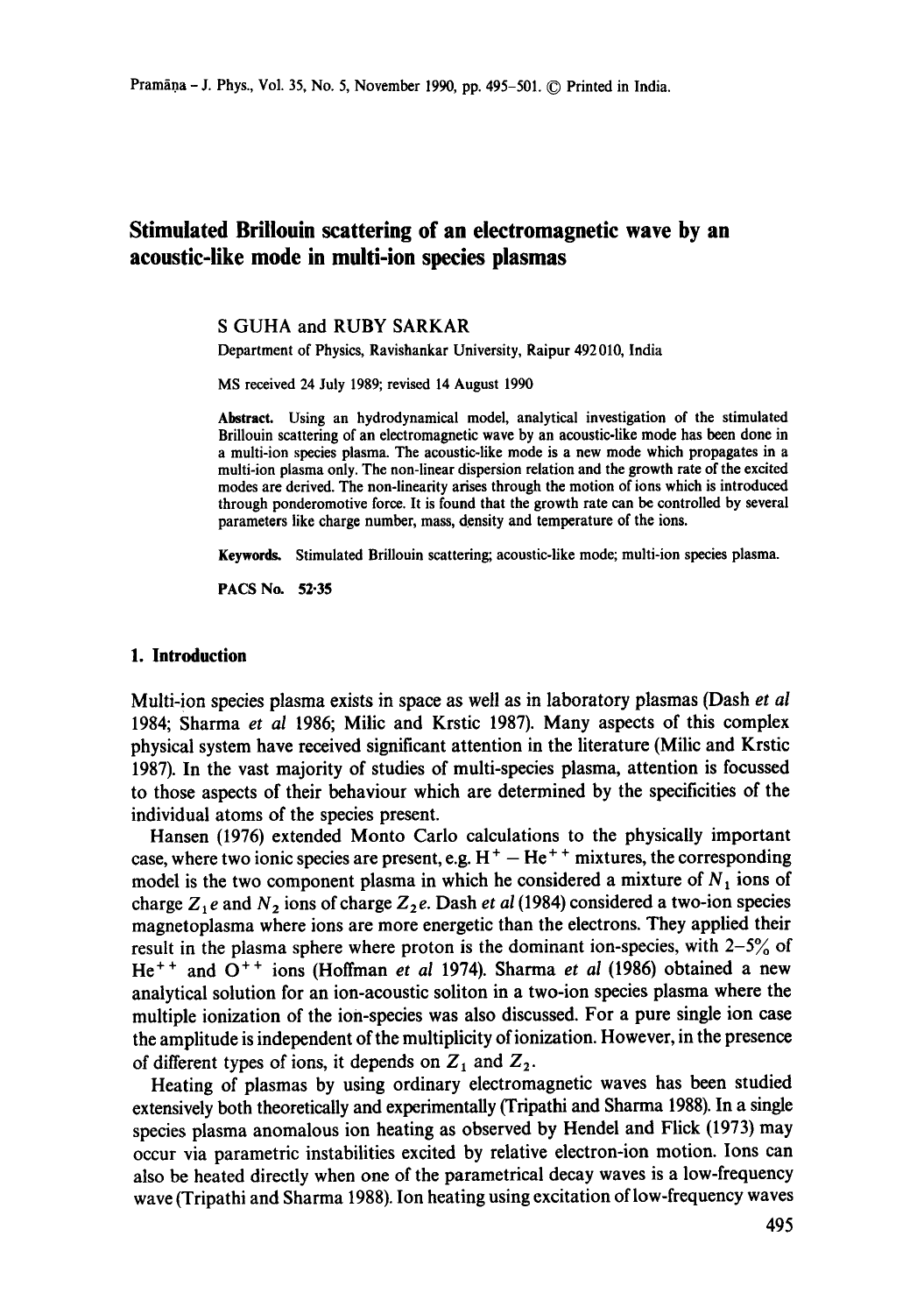# Stimulated Brillouin scattering of an electromagnetic wave by an acoustic-like mode in multi-ion species plasmas

S GUHA and RUBY SARKAR

Department of Physics, Ravishankar University, Raipur 492 010, India

MS received 24 July 1989; revised 14 August 1990

**Abstract.** Using an hydrodynamical model, analytical investigation of the stimulated Brillouin scattering of an electromagnetic wave by an acoustic-like mode has been done in a multi-ion species plasma. The acoustic-like mode is a new mode which propagates in a multi-ion plasma only. The non-linear dispersion relation and the growth rate of the excited modes are derived. The non-linearity arises through the motion of ions which is introduced through ponderomotive force. It is found that the growth rate can be controlled by several parameters like charge number, mass, density and temperature of the ions.

**Keywords.** Stimulated Brillouin scattering; acoustic-like mode; multi-ion species plasma.

**PACS No.** 52·35

## 1. Introduction

Multi-ion species plasma exists in space as well as in laboratory plasmas (Dash *et al* 1984; Sharma *et al* 1986; Milic and Krstic 1987). Many aspects of this complex physical system have received significant attention in the literature (Milic and Krstic 1987). In the vast majority of studies of multi-species plasma, attention is focussed to those aspects of their behaviour which are determined by the specificities of the individual atoms of the species present.

Hansen (1976) extended Monto Carlo calculations to the physically important case, where two ionic species are present, e.g. $H^+ - He^{++}$ mixtures, the corresponding model is the two component plasma in which he considered a mixture of $N_1$ ions of charge $Z_1 e$ and $N_2$ ions of charge $Z_2 e$. Dash *et al* (1984) considered a two-ion species magnetoplasma where ions are more energetic than the electrons. They applied their result in the plasma sphere where proton is the dominant ion-species, with 2–5% of $He^{++}$ and $O^{++}$ ions (Hoffman *et al* 1974). Sharma *et al* (1986) obtained a new analytical solution for an ion-acoustic soliton in a two-ion species plasma where the multiple ionization of the ion-species was also discussed. For a pure single ion case the amplitude is independent of the multiplicity of ionization. However, in the presence of different types of ions, it depends on $Z_1$ and $Z_2$.

Heating of plasmas by using ordinary electromagnetic waves has been studied extensively both theoretically and experimentally (Tripathi and Sharma 1988). In a single species plasma anomalous ion heating as observed by Hendel and Flick (1973) may occur via parametric instabilities excited by relative electron-ion motion. Ions can also be heated directly when one of the parametrical decay waves is a low-frequency wave (Tripathi and Sharma 1988). Ion heating using excitation of low-frequency waves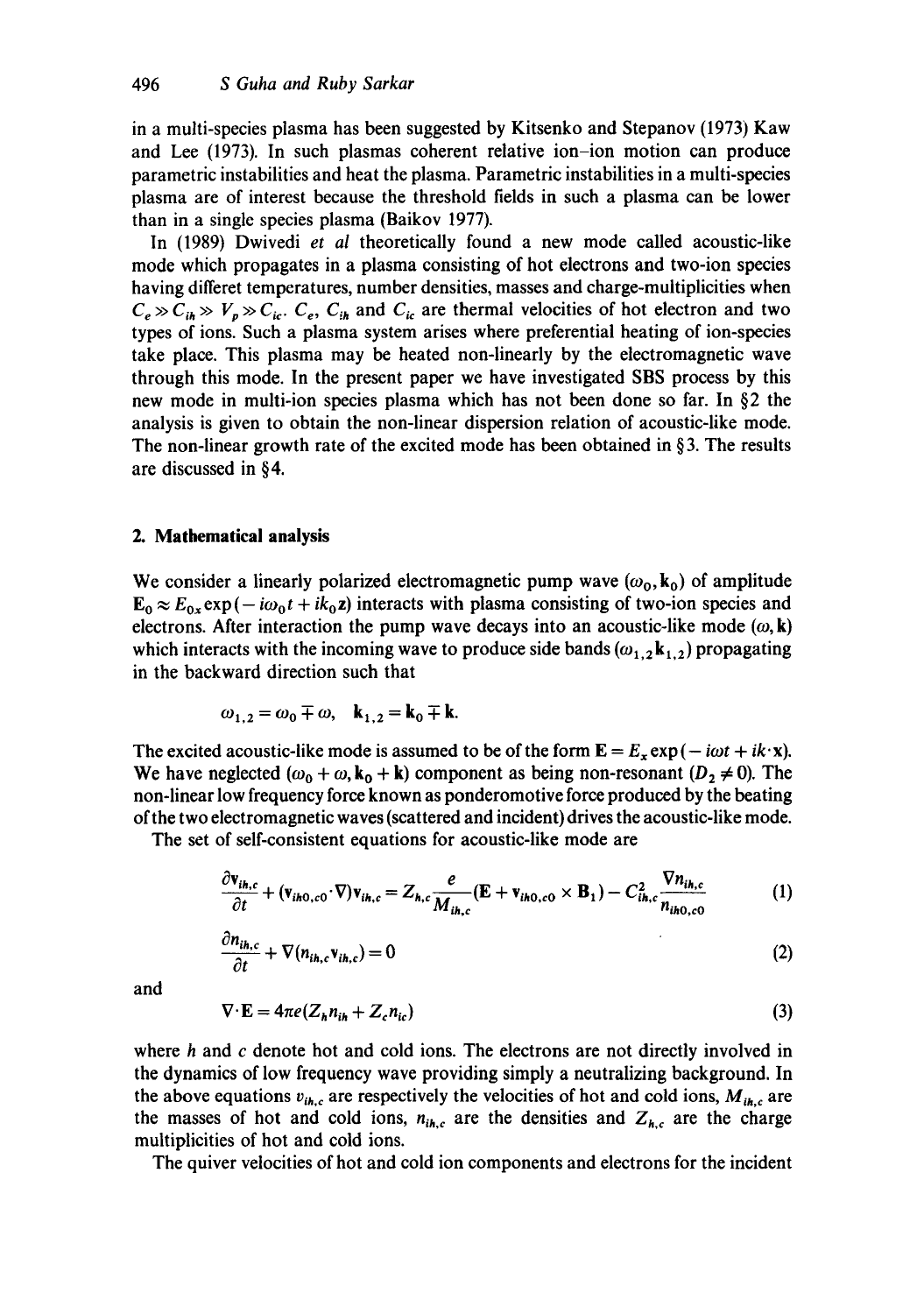in a multi-species plasma has been suggested by Kitsenko and Stepanov (1973) Kaw and Lee (1973). In such plasmas coherent relative ion–ion motion can produce parametric instabilities and heat the plasma. Parametric instabilities in a multi-species plasma are of interest because the threshold fields in such a plasma can be lower than in a single species plasma (Baikov 1977).

In (1989) Dwivedi *et al* theoretically found a new mode called acoustic-like mode which propagates in a plasma consisting of hot electrons and two-ion species having differet temperatures, number densities, masses and charge-multiplicities when $C_e \gg C_{ih} \gg V_p \gg C_{ic}$. $C_e$, $C_{ih}$ and $C_{ic}$ are thermal velocities of hot electron and two types of ions. Such a plasma system arises where preferential heating of ion-species take place. This plasma may be heated non-linearly by the electromagnetic wave through this mode. In the present paper we have investigated SBS process by this new mode in multi-ion species plasma which has not been done so far. In §2 the analysis is given to obtain the non-linear dispersion relation of acoustic-like mode. The non-linear growth rate of the excited mode has been obtained in §3. The results are discussed in §4.

## 2. Mathematical analysis

We consider a linearly polarized electromagnetic pump wave $(\omega_0, \mathbf{k}_0)$ of amplitude $\mathbf{E}_0 \approx E_{0x} \exp(-i\omega_0 t + ik_0 z)$ interacts with plasma consisting of two-ion species and electrons. After interaction the pump wave decays into an acoustic-like mode $(\omega, \mathbf{k})$ which interacts with the incoming wave to produce side bands $(\omega_{1,2} \mathbf{k}_{1,2})$ propagating in the backward direction such that

$$\omega_{1,2} = \omega_0 \mp \omega, \quad \mathbf{k}_{1,2} = \mathbf{k}_0 \mp \mathbf{k}.$$

The excited acoustic-like mode is assumed to be of the form $\mathbf{E} = E_x \exp(-i\omega t + i\mathbf{k}\cdot\mathbf{x})$. We have neglected $(\omega_0 + \omega, \mathbf{k}_0 + \mathbf{k})$ component as being non-resonant $(D_2 \neq 0)$. The non-linear low frequency force known as ponderomotive force produced by the beating of the two electromagnetic waves (scattered and incident) drives the acoustic-like mode.

The set of self-consistent equations for acoustic-like mode are

$$\frac{\partial \mathbf{v}_{ih,c}}{\partial t} + (\mathbf{v}_{ih0,c0} \cdot \nabla)\mathbf{v}_{ih,c} = Z_{h,c} \frac{e}{M_{ih,c}} (\mathbf{E} + \mathbf{v}_{ih0,c0} \times \mathbf{B}_1) - C_{ih,c}^2 \frac{\nabla n_{ih,c}}{n_{ih0,c0}} \tag{1}$$

$$\frac{\partial n_{ih,c}}{\partial t} + \nabla (n_{ih,c} \mathbf{v}_{ih,c}) = 0 \tag{2}$$

and

$$\nabla \cdot \mathbf{E} = 4\pi e (Z_h n_{ih} + Z_c n_{ic}) \tag{3}$$

where $h$ and $c$ denote hot and cold ions. The electrons are not directly involved in the dynamics of low frequency wave providing simply a neutralizing background. In the above equations $v_{ih,c}$ are respectively the velocities of hot and cold ions, $M_{ih,c}$ are the masses of hot and cold ions, $n_{ih,c}$ are the densities and $Z_{h,c}$ are the charge multiplicities of hot and cold ions.

The quiver velocities of hot and cold ion components and electrons for the incident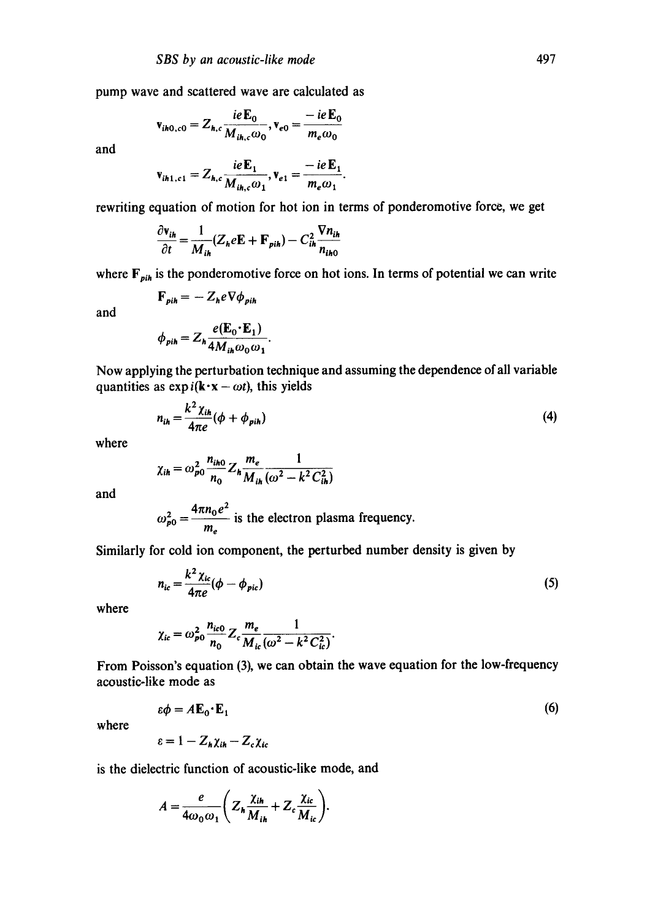pump wave and scattered wave are calculated as

$$\mathbf{v}_{ih0,c0} = Z_{h,c}\frac{ie\mathbf{E}_0}{M_{ih,c}\omega_0}, \mathbf{v}_{e0} = \frac{-ie\mathbf{E}_0}{m_e\omega_0}$$

and

$$\mathbf{v}_{ih1,c1} = Z_{h,c}\frac{ie\mathbf{E}_1}{M_{ih,c}\omega_1}, \mathbf{v}_{e1} = \frac{-ie\mathbf{E}_1}{m_e\omega_1}.$$

rewriting equation of motion for hot ion in terms of ponderomotive force, we get

$$\frac{\partial \mathbf{v}_{ih}}{\partial t} = \frac{1}{M_{ih}}(Z_h e\mathbf{E} + \mathbf{F}_{pih}) - C_{ih}^2 \frac{\nabla n_{ih}}{n_{ih0}}$$

where $\mathbf{F}_{pih}$ is the ponderomotive force on hot ions. In terms of potential we can write

$$\mathbf{F}_{pih} = -Z_h e\nabla\phi_{pih}$$

and

$$\phi_{pih} = Z_h\frac{e(\mathbf{E}_0\cdot\mathbf{E}_1)}{4M_{ih}\omega_0\omega_1}.$$

Now applying the perturbation technique and assuming the dependence of all variable quantities as $\exp i(\mathbf{k}\cdot\mathbf{x} - \omega t)$, this yields

$$n_{ih} = \frac{k^2\chi_{ih}}{4\pi e}(\phi + \phi_{pih}) \tag{4}$$

where

$$\chi_{ih} = \omega_{p0}^2\frac{n_{ih0}}{n_0}Z_h\frac{m_e}{M_{ih}}\frac{1}{(\omega^2 - k^2C_{ih}^2)}$$

and

$\omega_{p0}^2 = \dfrac{4\pi n_0 e^2}{m_e}$ is the electron plasma frequency.

Similarly for cold ion component, the perturbed number density is given by

$$n_{ic} = \frac{k^2\chi_{ic}}{4\pi e}(\phi - \phi_{pic}) \tag{5}$$

where

$$\chi_{ic} = \omega_{p0}^2\frac{n_{ic0}}{n_0}Z_c\frac{m_e}{M_{ic}}\frac{1}{(\omega^2 - k^2C_{ic}^2)}.$$

From Poisson's equation (3), we can obtain the wave equation for the low-frequency acoustic-like mode as

$$\varepsilon\phi = A\mathbf{E}_0\cdot\mathbf{E}_1 \tag{6}$$

where

$$\varepsilon = 1 - Z_h\chi_{ih} - Z_c\chi_{ic}$$

is the dielectric function of acoustic-like mode, and

$$A = \frac{e}{4\omega_0\omega_1}\left(Z_h\frac{\chi_{ih}}{M_{ih}} + Z_c\frac{\chi_{ic}}{M_{ic}}\right).$$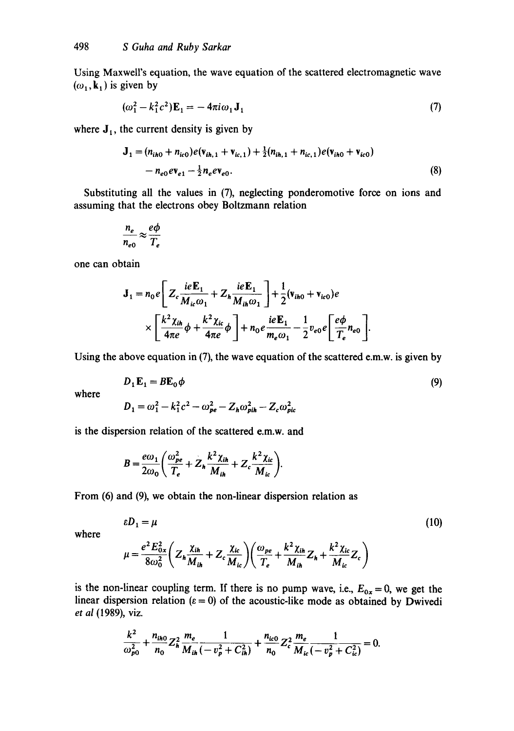Using Maxwell's equation, the wave equation of the scattered electromagnetic wave $(\omega_1, \mathbf{k}_1)$ is given by

$$(\omega_1^2 - k_1^2 c^2)\mathbf{E}_1 = -4\pi i \omega_1 \mathbf{J}_1 \tag{7}$$

where $\mathbf{J}_1$, the current density is given by

$$\begin{aligned}\mathbf{J}_1 = &(n_{ih0} + n_{ic0})e(\mathbf{v}_{ih,1} + \mathbf{v}_{ic,1}) + \tfrac{1}{2}(n_{ih,1} + n_{ic,1})e(\mathbf{v}_{ih0} + \mathbf{v}_{ic0}) \\ &- n_{e0} e \mathbf{v}_{e1} - \tfrac{1}{2} n_e e \mathbf{v}_{e0}.\end{aligned} \tag{8}$$

Substituting all the values in (7), neglecting ponderomotive force on ions and assuming that the electrons obey Boltzmann relation

$$\frac{n_e}{n_{e0}} \approx \frac{e\phi}{T_e}$$

one can obtain

$$\begin{aligned}\mathbf{J}_1 = &n_0 e\left[Z_c \frac{ie\mathbf{E}_1}{M_{ic}\omega_1} + Z_h \frac{ie\mathbf{E}_1}{M_{ih}\omega_1}\right] + \frac{1}{2}(\mathbf{v}_{ih0} + \mathbf{v}_{ic0})e \\ &\times \left[\frac{k^2 \chi_{ih}}{4\pi e}\phi + \frac{k^2 \chi_{ic}}{4\pi e}\phi\right] + n_0 e \frac{ie\mathbf{E}_1}{m_e \omega_1} - \frac{1}{2} v_{e0} e\left[\frac{e\phi}{T_e} n_{e0}\right].\end{aligned}$$

Using the above equation in (7), the wave equation of the scattered e.m.w. is given by

$$D_1 \mathbf{E}_1 = B \mathbf{E}_0 \phi \tag{9}$$

where

$$D_1 = \omega_1^2 - k_1^2 c^2 - \omega_{pe}^2 - Z_h \omega_{pih}^2 - Z_c \omega_{pic}^2$$

is the dispersion relation of the scattered e.m.w. and

$$B = \frac{e\omega_1}{2\omega_0}\left(\frac{\omega_{pe}^2}{T_e} + Z_h \frac{k^2 \chi_{ih}}{M_{ih}} + Z_c \frac{k^2 \chi_{ic}}{M_{ic}}\right).$$

From (6) and (9), we obtain the non-linear dispersion relation as

$$\varepsilon D_1 = \mu \tag{10}$$

where

$$\mu = \frac{e^2 E_{0x}^2}{8\omega_0^2}\left(Z_h \frac{\chi_{ih}}{M_{ih}} + Z_c \frac{\chi_{ic}}{M_{ic}}\right)\left(\frac{\omega_{pe}}{T_e} + \frac{k^2 \chi_{ih}}{M_{ih}} Z_h + \frac{k^2 \chi_{ic}}{M_{ic}} Z_c\right)$$

is the non-linear coupling term. If there is no pump wave, i.e., $E_{0x} = 0$, we get the linear dispersion relation ($\varepsilon = 0$) of the acoustic-like mode as obtained by Dwivedi *et al* (1989), viz.

$$\frac{k^2}{\omega_{p0}^2} + \frac{n_{ih0}}{n_0} Z_h^2 \frac{m_e}{M_{ih}} \frac{1}{(-v_p^2 + C_{ih}^2)} + \frac{n_{ic0}}{n_0} Z_c^2 \frac{m_e}{M_{ic}} \frac{1}{(-v_p^2 + C_{ic}^2)} = 0.$$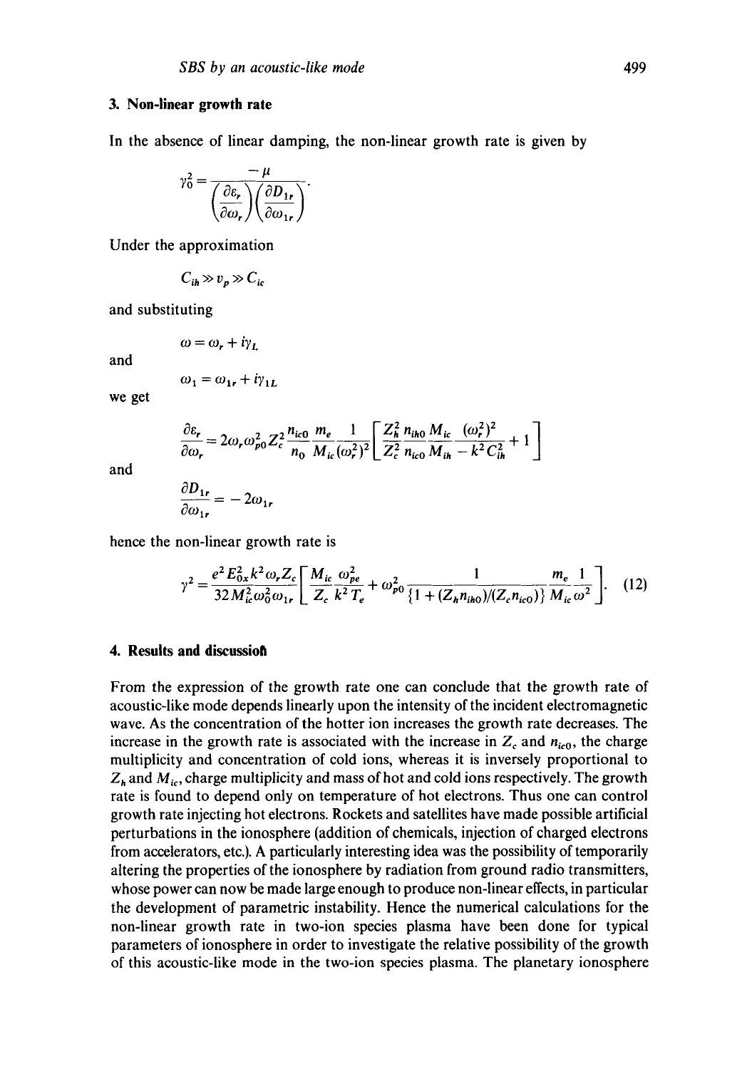## 3. Non-linear growth rate

In the absence of linear damping, the non-linear growth rate is given by

$$\gamma_0^2 = \frac{-\mu}{\left(\dfrac{\partial \varepsilon_r}{\partial \omega_r}\right)\left(\dfrac{\partial D_{1r}}{\partial \omega_{1r}}\right)}.$$

Under the approximation

$$C_{ih} \gg v_p \gg C_{ic}$$

and substituting

$$\omega = \omega_r + i\gamma_L$$

and

$$\omega_1 = \omega_{1r} + i\gamma_{1L}$$

we get

$$\frac{\partial \varepsilon_r}{\partial \omega_r} = 2\omega_r \omega_{po}^2 Z_c^2 \frac{n_{ic0}}{n_0} \frac{m_e}{M_{ic}} \frac{1}{(\omega_r^2)^2} \left[ \frac{Z_h^2}{Z_c^2} \frac{n_{ih0}}{n_{ic0}} \frac{M_{ic}}{M_{ih}} \frac{(\omega_r^2)^2}{-k^2 C_{ih}^2} + 1 \right]$$

and

$$\frac{\partial D_{1r}}{\partial \omega_{1r}} = -2\omega_{1r}$$

hence the non-linear growth rate is

$$\gamma^2 = \frac{e^2 E_{0x}^2 k^2 \omega_r Z_c}{32 M_{ic}^2 \omega_0^2 \omega_{1r}} \left[ \frac{M_{ic}}{Z_c} \frac{\omega_{pe}^2}{k^2 T_e} + \omega_{p0}^2 \frac{1}{\{1 + (Z_h n_{ih0})/(Z_c n_{ic0})\}} \frac{m_e}{M_{ic}} \frac{1}{\omega^2} \right]. \tag{12}$$

## 4. Results and discussion

From the expression of the growth rate one can conclude that the growth rate of acoustic-like mode depends linearly upon the intensity of the incident electromagnetic wave. As the concentration of the hotter ion increases the growth rate decreases. The increase in the growth rate is associated with the increase in $Z_c$ and $n_{ic0}$, the charge multiplicity and concentration of cold ions, whereas it is inversely proportional to $Z_h$ and $M_{ic}$, charge multiplicity and mass of hot and cold ions respectively. The growth rate is found to depend only on temperature of hot electrons. Thus one can control growth rate injecting hot electrons. Rockets and satellites have made possible artificial perturbations in the ionosphere (addition of chemicals, injection of charged electrons from accelerators, etc.). A particularly interesting idea was the possibility of temporarily altering the properties of the ionosphere by radiation from ground radio transmitters, whose power can now be made large enough to produce non-linear effects, in particular the development of parametric instability. Hence the numerical calculations for the non-linear growth rate in two-ion species plasma have been done for typical parameters of ionosphere in order to investigate the relative possibility of the growth of this acoustic-like mode in the two-ion species plasma. The planetary ionosphere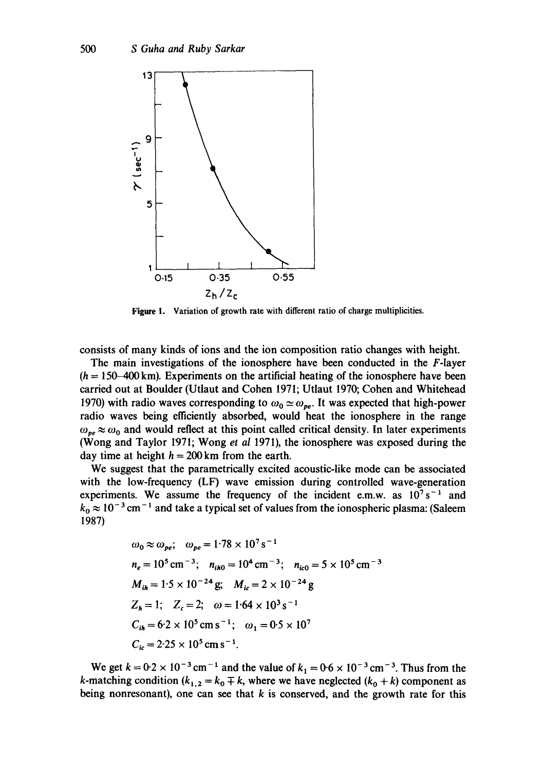Figure 1. Variation of growth rate with different ratio of charge multiplicities.

consists of many kinds of ions and the ion composition ratio changes with height.

The main investigations of the ionosphere have been conducted in the $F$-layer ($h = 150$–$400$ km). Experiments on the artificial heating of the ionosphere have been carried out at Boulder (Utlaut and Cohen 1971; Utlaut 1970; Cohen and Whitehead 1970) with radio waves corresponding to $\omega_0 \simeq \omega_{pe}$. It was expected that high-power radio waves being efficiently absorbed, would heat the ionosphere in the range $\omega_{pe} \approx \omega_0$ and would reflect at this point called critical density. In later experiments (Wong and Taylor 1971; Wong *et al* 1971), the ionosphere was exposed during the day time at height $h = 200$ km from the earth.

We suggest that the parametrically excited acoustic-like mode can be associated with the low-frequency (LF) wave emission during controlled wave-generation experiments. We assume the frequency of the incident e.m.w. as $10^7\,\mathrm{s}^{-1}$ and $k_0 \approx 10^{-3}\,\mathrm{cm}^{-1}$ and take a typical set of values from the ionospheric plasma: (Saleem 1987)

$$\omega_0 \approx \omega_{pe}; \quad \omega_{pe} = 1{\cdot}78 \times 10^7\,\mathrm{s}^{-1}$$

$$n_e = 10^5\,\mathrm{cm}^{-3}; \quad n_{ih0} = 10^4\,\mathrm{cm}^{-3}; \quad n_{ic0} = 5 \times 10^5\,\mathrm{cm}^{-3}$$

$$M_{ih} = 1{\cdot}5 \times 10^{-24}\,\mathrm{g}; \quad M_{ic} = 2 \times 10^{-24}\,\mathrm{g}$$

$$Z_h = 1; \quad Z_c = 2; \quad \omega = 1{\cdot}64 \times 10^3\,\mathrm{s}^{-1}$$

$$C_{ih} = 6{\cdot}2 \times 10^5\,\mathrm{cm\,s}^{-1}; \quad \omega_1 = 0{\cdot}5 \times 10^7$$

$$C_{ic} = 2{\cdot}25 \times 10^5\,\mathrm{cm\,s}^{-1}.$$

We get $k = 0{\cdot}2 \times 10^{-3}\,\mathrm{cm}^{-1}$ and the value of $k_1 = 0{\cdot}6 \times 10^{-3}\,\mathrm{cm}^{-3}$. Thus from the $k$-matching condition ($k_{1,2} = k_0 \mp k$, where we have neglected ($k_0 + k$) component as being nonresonant), one can see that $k$ is conserved, and the growth rate for this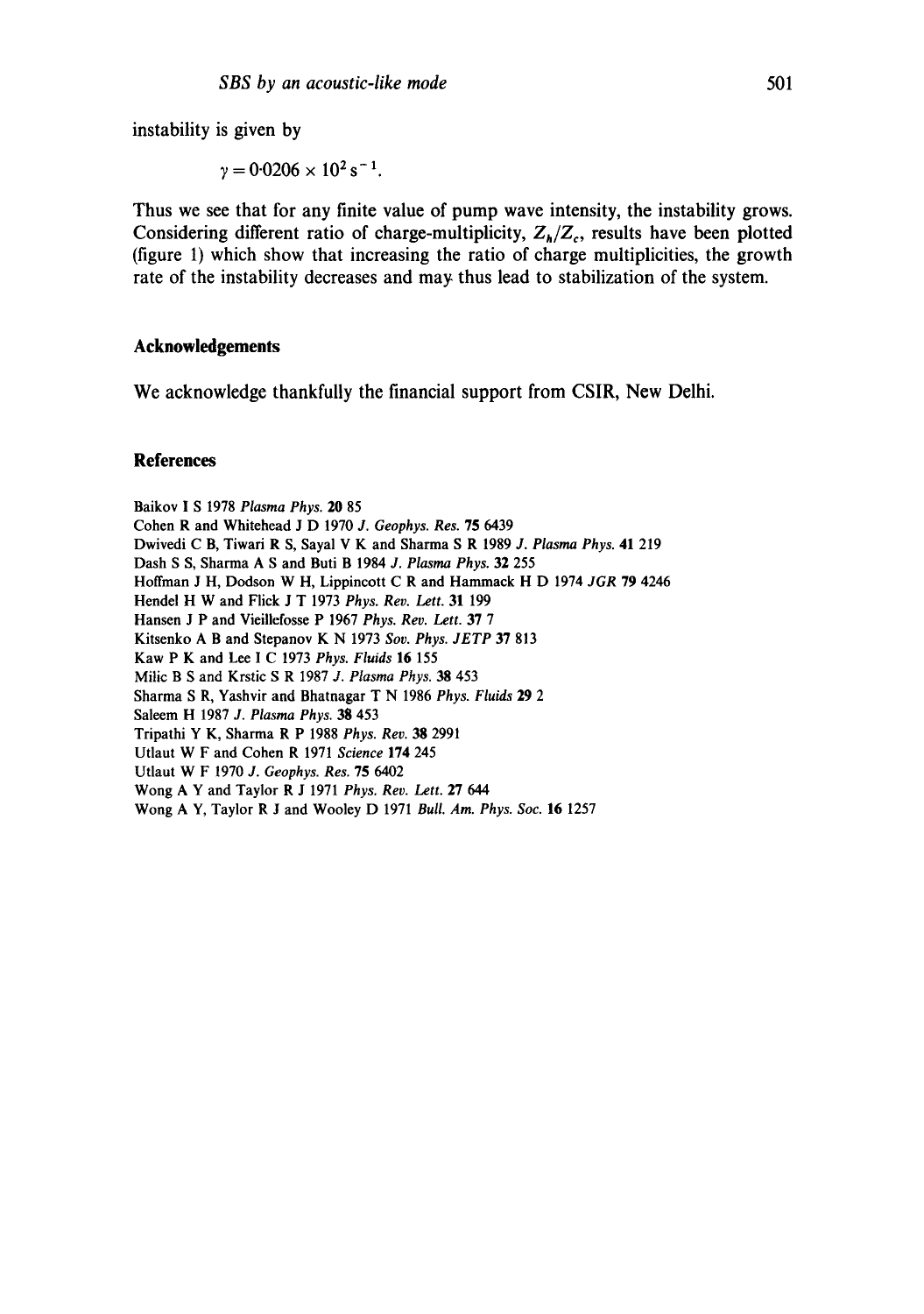instability is given by

$$\gamma = 0.0206 \times 10^2 \, \mathrm{s}^{-1}.$$

Thus we see that for any finite value of pump wave intensity, the instability grows. Considering different ratio of charge-multiplicity, $Z_h/Z_c$, results have been plotted (figure 1) which show that increasing the ratio of charge multiplicities, the growth rate of the instability decreases and may thus lead to stabilization of the system.

## Acknowledgements

We acknowledge thankfully the financial support from CSIR, New Delhi.

## References

Baikov I S 1978 *Plasma Phys.* **20** 85

Cohen R and Whitehead J D 1970 *J. Geophys. Res.* **75** 6439

Dwivedi C B, Tiwari R S, Sayal V K and Sharma S R 1989 *J. Plasma Phys.* **41** 219

Dash S S, Sharma A S and Buti B 1984 *J. Plasma Phys.* **32** 255

Hoffman J H, Dodson W H, Lippincott C R and Hammack H D 1974 *JGR* **79** 4246

Hendel H W and Flick J T 1973 *Phys. Rev. Lett.* **31** 199

Hansen J P and Vieillefosse P 1967 *Phys. Rev. Lett.* **37** 7

Kitsenko A B and Stepanov K N 1973 *Sov. Phys. JETP* **37** 813

Kaw P K and Lee I C 1973 *Phys. Fluids* **16** 155

Milic B S and Krstic S R 1987 *J. Plasma Phys.* **38** 453

Sharma S R, Yashvir and Bhatnagar T N 1986 *Phys. Fluids* **29** 2

Saleem H 1987 *J. Plasma Phys.* **38** 453

Tripathi Y K, Sharma R P 1988 *Phys. Rev.* **38** 2991

Utlaut W F and Cohen R 1971 *Science* **174** 245

Utlaut W F 1970 *J. Geophys. Res.* **75** 6402

Wong A Y and Taylor R J 1971 *Phys. Rev. Lett.* **27** 644

Wong A Y, Taylor R J and Wooley D 1971 *Bull. Am. Phys. Soc.* **16** 1257